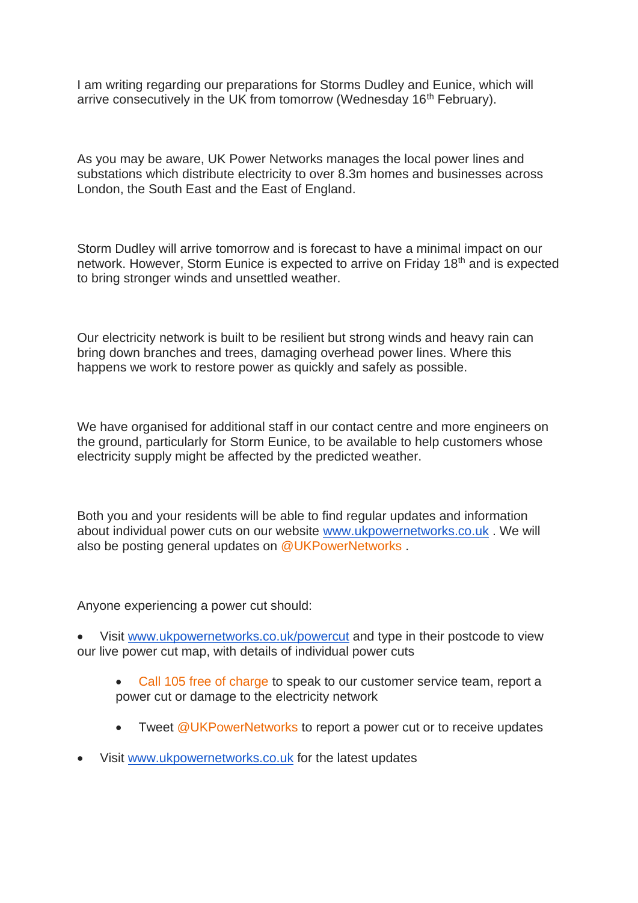I am writing regarding our preparations for Storms Dudley and Eunice, which will arrive consecutively in the UK from tomorrow (Wednesday 16th February).

As you may be aware, UK Power Networks manages the local power lines and substations which distribute electricity to over 8.3m homes and businesses across London, the South East and the East of England.

Storm Dudley will arrive tomorrow and is forecast to have a minimal impact on our network. However, Storm Eunice is expected to arrive on Friday 18th and is expected to bring stronger winds and unsettled weather.

Our electricity network is built to be resilient but strong winds and heavy rain can bring down branches and trees, damaging overhead power lines. Where this happens we work to restore power as quickly and safely as possible.

We have organised for additional staff in our contact centre and more engineers on the ground, particularly for Storm Eunice, to be available to help customers whose electricity supply might be affected by the predicted weather.

Both you and your residents will be able to find regular updates and information about individual power cuts on our website [www.ukpowernetworks.co.uk](http://www.ukpowernetworks.co.uk) . We will also be posting general updates on @UKPowerNetworks .

Anyone experiencing a power cut should:

- Visit [www.ukpowernetworks.co.uk/powercut](http://www.ukpowernetworks.co.uk/powercut) and type in their postcode to view our live power cut map, with details of individual power cuts
    - Call 105 free of charge to speak to our customer service team, report a power cut or damage to the electricity network
    - Tweet @UKPowerNetworks to report a power cut or to receive updates
- Visit [www.ukpowernetworks.co.uk](http://www.ukpowernetworks.co.uk) for the latest updates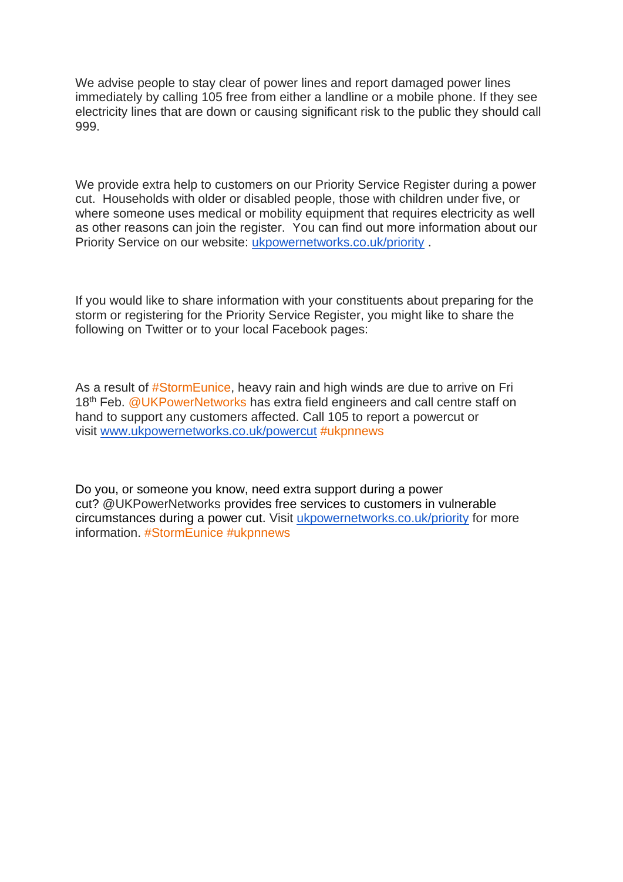We advise people to stay clear of power lines and report damaged power lines immediately by calling 105 free from either a landline or a mobile phone. If they see electricity lines that are down or causing significant risk to the public they should call 999.

We provide extra help to customers on our Priority Service Register during a power cut. Households with older or disabled people, those with children under five, or where someone uses medical or mobility equipment that requires electricity as well as other reasons can join the register. You can find out more information about our Priority Service on our website: [ukpowernetworks.co.uk/priority](ukpowernetworks.co.uk/priority) .

If you would like to share information with your constituents about preparing for the storm or registering for the Priority Service Register, you might like to share the following on Twitter or to your local Facebook pages:

As a result of #StormEunice, heavy rain and high winds are due to arrive on Fri 18th Feb. @UKPowerNetworks has extra field engineers and call centre staff on hand to support any customers affected. Call 105 to report a powercut or visit [www.ukpowernetworks.co.uk/powercut](www.ukpowernetworks.co.uk/powercut) #ukpnnews

Do you, or someone you know, need extra support during a power cut? @UKPowerNetworks provides free services to customers in vulnerable circumstances during a power cut. Visit [ukpowernetworks.co.uk/priority](ukpowernetworks.co.uk/priority) for more information. #StormEunice #ukpnnews